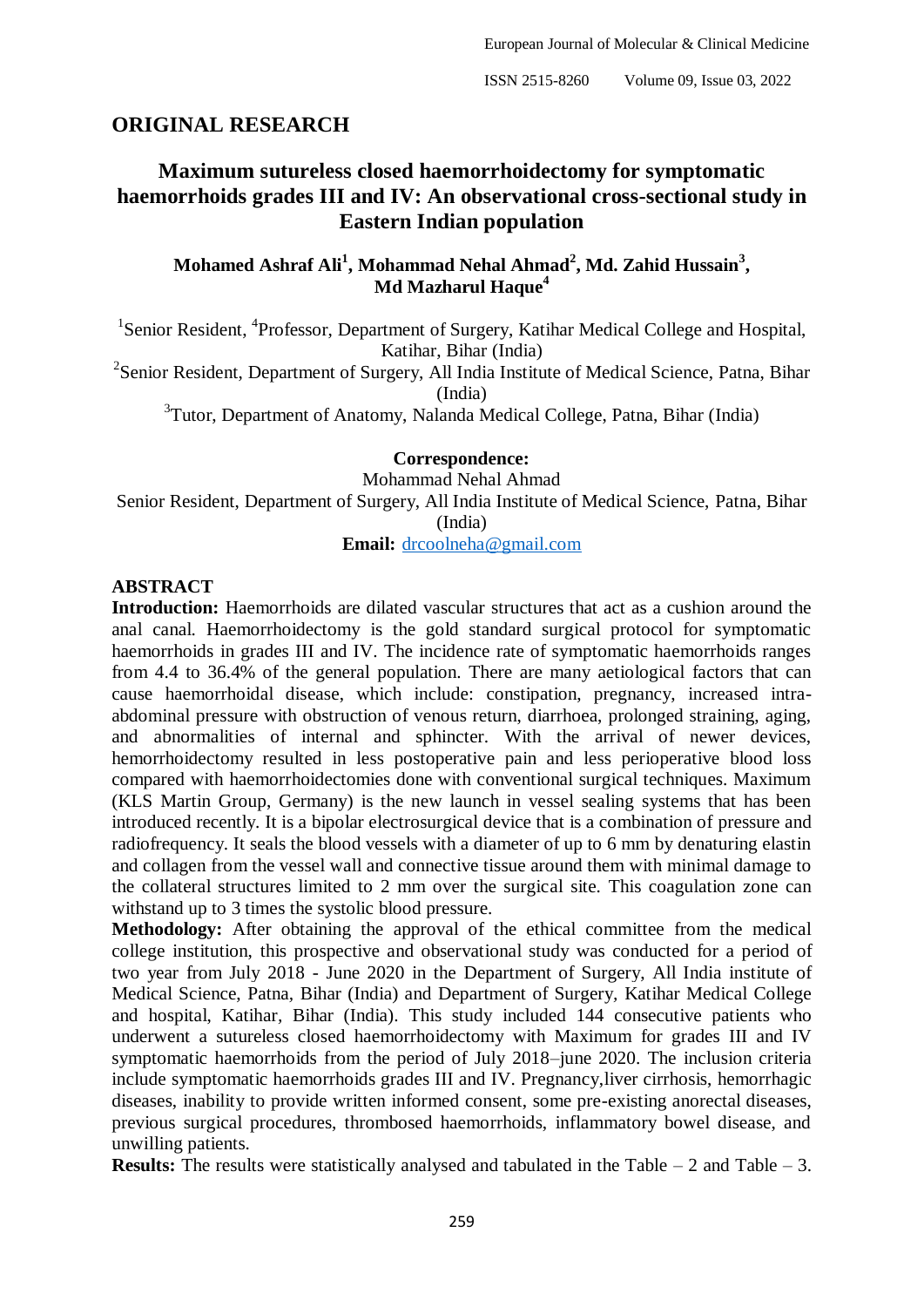## ORIGINAL RESEARCH

# Maximum sutureless closed haemorrhoidectomy for symptomatic haemorrhoids grades III and IV: An observational cross-sectional study in Eastern Indian population

**Mohamed Ashraf Ali[1], Mohammad Nehal Ahmad[2], Md. Zahid Hussain[3], Md Mazharul Haque[4]**

[1]Senior Resident, [4]Professor, Department of Surgery, Katihar Medical College and Hospital, Katihar, Bihar (India)

[2]Senior Resident, Department of Surgery, All India Institute of Medical Science, Patna, Bihar (India)

[3]Tutor, Department of Anatomy, Nalanda Medical College, Patna, Bihar (India)

**Correspondence:**
Mohammad Nehal Ahmad
Senior Resident, Department of Surgery, All India Institute of Medical Science, Patna, Bihar (India)
**Email:** drcoolneha@gmail.com

## ABSTRACT

**Introduction:** Haemorrhoids are dilated vascular structures that act as a cushion around the anal canal. Haemorrhoidectomy is the gold standard surgical protocol for symptomatic haemorrhoids in grades III and IV. The incidence rate of symptomatic haemorrhoids ranges from 4.4 to 36.4% of the general population. There are many aetiological factors that can cause haemorrhoidal disease, which include: constipation, pregnancy, increased intra-abdominal pressure with obstruction of venous return, diarrhoea, prolonged straining, aging, and abnormalities of internal and sphincter. With the arrival of newer devices, hemorrhoidectomy resulted in less postoperative pain and less perioperative blood loss compared with haemorrhoidectomies done with conventional surgical techniques. Maximum (KLS Martin Group, Germany) is the new launch in vessel sealing systems that has been introduced recently. It is a bipolar electrosurgical device that is a combination of pressure and radiofrequency. It seals the blood vessels with a diameter of up to 6 mm by denaturing elastin and collagen from the vessel wall and connective tissue around them with minimal damage to the collateral structures limited to 2 mm over the surgical site. This coagulation zone can withstand up to 3 times the systolic blood pressure.

**Methodology:** After obtaining the approval of the ethical committee from the medical college institution, this prospective and observational study was conducted for a period of two year from July 2018 - June 2020 in the Department of Surgery, All India institute of Medical Science, Patna, Bihar (India) and Department of Surgery, Katihar Medical College and hospital, Katihar, Bihar (India). This study included 144 consecutive patients who underwent a sutureless closed haemorrhoidectomy with Maximum for grades III and IV symptomatic haemorrhoids from the period of July 2018–june 2020. The inclusion criteria include symptomatic haemorrhoids grades III and IV. Pregnancy,liver cirrhosis, hemorrhagic diseases, inability to provide written informed consent, some pre-existing anorectal diseases, previous surgical procedures, thrombosed haemorrhoids, inflammatory bowel disease, and unwilling patients.

**Results:** The results were statistically analysed and tabulated in the Table – 2 and Table – 3.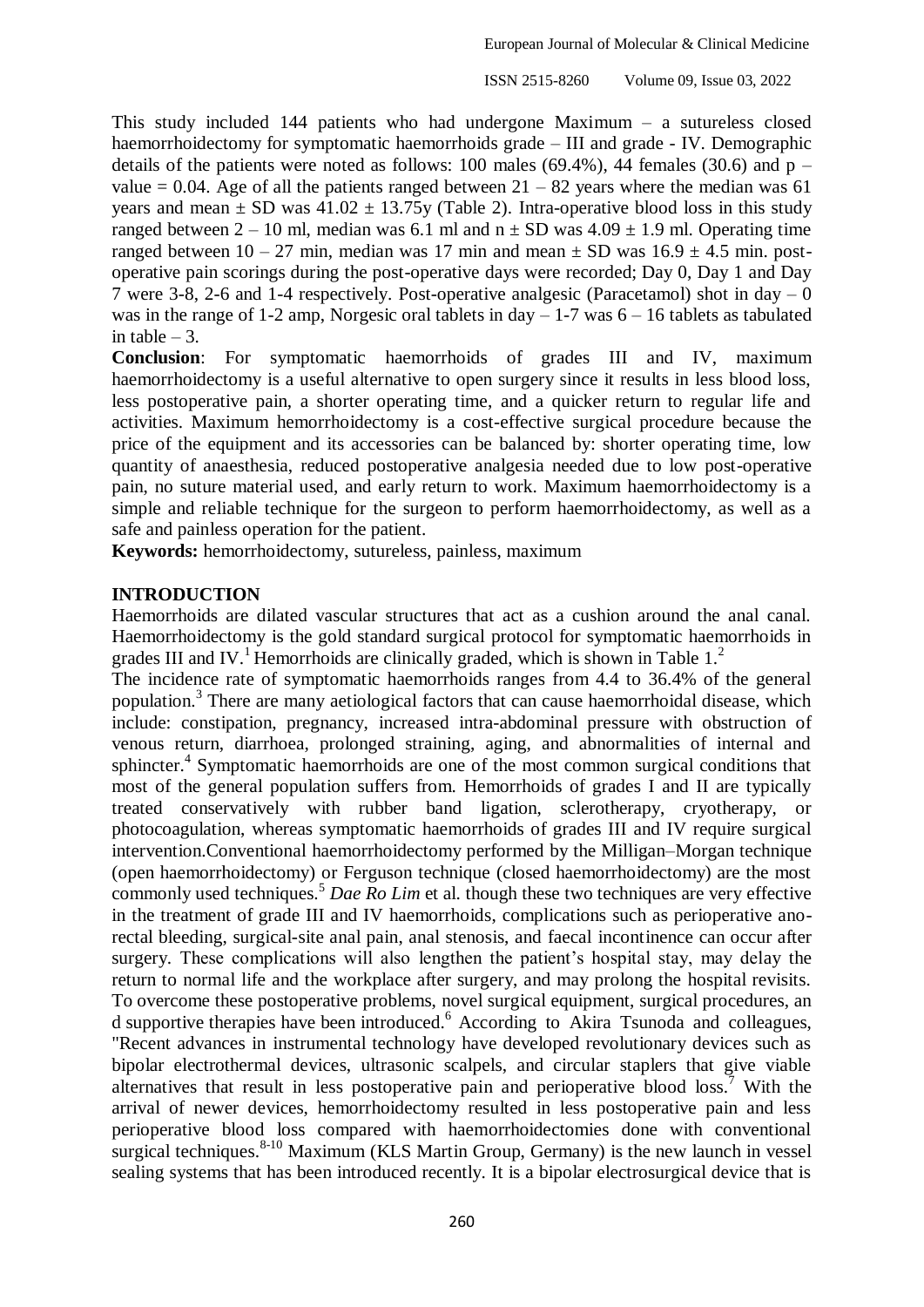This study included 144 patients who had undergone Maximum – a sutureless closed haemorrhoidectomy for symptomatic haemorrhoids grade – III and grade - IV. Demographic details of the patients were noted as follows: 100 males (69.4%), 44 females (30.6) and p – value = 0.04. Age of all the patients ranged between 21 – 82 years where the median was 61 years and mean ± SD was 41.02 ± 13.75y (Table 2). Intra-operative blood loss in this study ranged between 2 – 10 ml, median was 6.1 ml and n ± SD was 4.09 ± 1.9 ml. Operating time ranged between 10 – 27 min, median was 17 min and mean ± SD was 16.9 ± 4.5 min. post-operative pain scorings during the post-operative days were recorded; Day 0, Day 1 and Day 7 were 3-8, 2-6 and 1-4 respectively. Post-operative analgesic (Paracetamol) shot in day – 0 was in the range of 1-2 amp, Norgesic oral tablets in day – 1-7 was 6 – 16 tablets as tabulated in table – 3.

**Conclusion**: For symptomatic haemorrhoids of grades III and IV, maximum haemorrhoidectomy is a useful alternative to open surgery since it results in less blood loss, less postoperative pain, a shorter operating time, and a quicker return to regular life and activities. Maximum hemorrhoidectomy is a cost-effective surgical procedure because the price of the equipment and its accessories can be balanced by: shorter operating time, low quantity of anaesthesia, reduced postoperative analgesia needed due to low post-operative pain, no suture material used, and early return to work. Maximum haemorrhoidectomy is a simple and reliable technique for the surgeon to perform haemorrhoidectomy, as well as a safe and painless operation for the patient.

**Keywords:** hemorrhoidectomy, sutureless, painless, maximum

## INTRODUCTION

Haemorrhoids are dilated vascular structures that act as a cushion around the anal canal. Haemorrhoidectomy is the gold standard surgical protocol for symptomatic haemorrhoids in grades III and IV.[1] Hemorrhoids are clinically graded, which is shown in Table 1.[2]

The incidence rate of symptomatic haemorrhoids ranges from 4.4 to 36.4% of the general population.[3] There are many aetiological factors that can cause haemorrhoidal disease, which include: constipation, pregnancy, increased intra-abdominal pressure with obstruction of venous return, diarrhoea, prolonged straining, aging, and abnormalities of internal and sphincter.[4] Symptomatic haemorrhoids are one of the most common surgical conditions that most of the general population suffers from. Hemorrhoids of grades I and II are typically treated conservatively with rubber band ligation, sclerotherapy, cryotherapy, or photocoagulation, whereas symptomatic haemorrhoids of grades III and IV require surgical intervention.Conventional haemorrhoidectomy performed by the Milligan–Morgan technique (open haemorrhoidectomy) or Ferguson technique (closed haemorrhoidectomy) are the most commonly used techniques.[5] *Dae Ro Lim* et al. though these two techniques are very effective in the treatment of grade III and IV haemorrhoids, complications such as perioperative ano-rectal bleeding, surgical-site anal pain, anal stenosis, and faecal incontinence can occur after surgery. These complications will also lengthen the patient's hospital stay, may delay the return to normal life and the workplace after surgery, and may prolong the hospital revisits. To overcome these postoperative problems, novel surgical equipment, surgical procedures, an d supportive therapies have been introduced.[6] According to Akira Tsunoda and colleagues, "Recent advances in instrumental technology have developed revolutionary devices such as bipolar electrothermal devices, ultrasonic scalpels, and circular staplers that give viable alternatives that result in less postoperative pain and perioperative blood loss.[7] With the arrival of newer devices, hemorrhoidectomy resulted in less postoperative pain and less perioperative blood loss compared with haemorrhoidectomies done with conventional surgical techniques.[8-10] Maximum (KLS Martin Group, Germany) is the new launch in vessel sealing systems that has been introduced recently. It is a bipolar electrosurgical device that is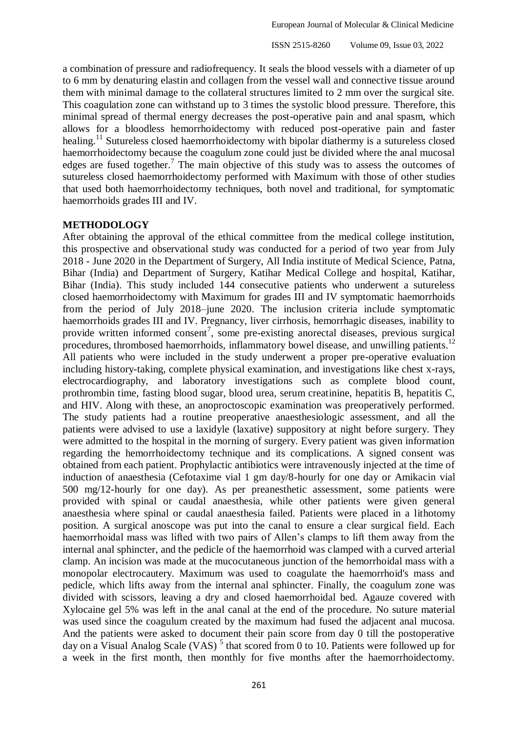a combination of pressure and radiofrequency. It seals the blood vessels with a diameter of up to 6 mm by denaturing elastin and collagen from the vessel wall and connective tissue around them with minimal damage to the collateral structures limited to 2 mm over the surgical site. This coagulation zone can withstand up to 3 times the systolic blood pressure. Therefore, this minimal spread of thermal energy decreases the post-operative pain and anal spasm, which allows for a bloodless hemorrhoidectomy with reduced post-operative pain and faster healing.[11] Sutureless closed haemorrhoidectomy with bipolar diathermy is a sutureless closed haemorrhoidectomy because the coagulum zone could just be divided where the anal mucosal edges are fused together.[7] The main objective of this study was to assess the outcomes of sutureless closed haemorrhoidectomy performed with Maximum with those of other studies that used both haemorrhoidectomy techniques, both novel and traditional, for symptomatic haemorrhoids grades III and IV.

## METHODOLOGY

After obtaining the approval of the ethical committee from the medical college institution, this prospective and observational study was conducted for a period of two year from July 2018 - June 2020 in the Department of Surgery, All India institute of Medical Science, Patna, Bihar (India) and Department of Surgery, Katihar Medical College and hospital, Katihar, Bihar (India). This study included 144 consecutive patients who underwent a sutureless closed haemorrhoidectomy with Maximum for grades III and IV symptomatic haemorrhoids from the period of July 2018–june 2020. The inclusion criteria include symptomatic haemorrhoids grades III and IV. Pregnancy, liver cirrhosis, hemorrhagic diseases, inability to provide written informed consent[7], some pre-existing anorectal diseases, previous surgical procedures, thrombosed haemorrhoids, inflammatory bowel disease, and unwilling patients.[12] All patients who were included in the study underwent a proper pre-operative evaluation including history-taking, complete physical examination, and investigations like chest x-rays, electrocardiography, and laboratory investigations such as complete blood count, prothrombin time, fasting blood sugar, blood urea, serum creatinine, hepatitis B, hepatitis C, and HIV. Along with these, an anoproctoscopic examination was preoperatively performed. The study patients had a routine preoperative anaesthesiologic assessment, and all the patients were advised to use a laxidyle (laxative) suppository at night before surgery. They were admitted to the hospital in the morning of surgery. Every patient was given information regarding the hemorrhoidectomy technique and its complications. A signed consent was obtained from each patient. Prophylactic antibiotics were intravenously injected at the time of induction of anaesthesia (Cefotaxime vial 1 gm day/8-hourly for one day or Amikacin vial 500 mg/12-hourly for one day). As per preanesthetic assessment, some patients were provided with spinal or caudal anaesthesia, while other patients were given general anaesthesia where spinal or caudal anaesthesia failed. Patients were placed in a lithotomy position. A surgical anoscope was put into the canal to ensure a clear surgical field. Each haemorrhoidal mass was lifted with two pairs of Allen's clamps to lift them away from the internal anal sphincter, and the pedicle of the haemorrhoid was clamped with a curved arterial clamp. An incision was made at the mucocutaneous junction of the hemorrhoidal mass with a monopolar electrocautery. Maximum was used to coagulate the haemorrhoid's mass and pedicle, which lifts away from the internal anal sphincter. Finally, the coagulum zone was divided with scissors, leaving a dry and closed haemorrhoidal bed. Agauze covered with Xylocaine gel 5% was left in the anal canal at the end of the procedure. No suture material was used since the coagulum created by the maximum had fused the adjacent anal mucosa. And the patients were asked to document their pain score from day 0 till the postoperative day on a Visual Analog Scale (VAS) [5] that scored from 0 to 10. Patients were followed up for a week in the first month, then monthly for five months after the haemorrhoidectomy.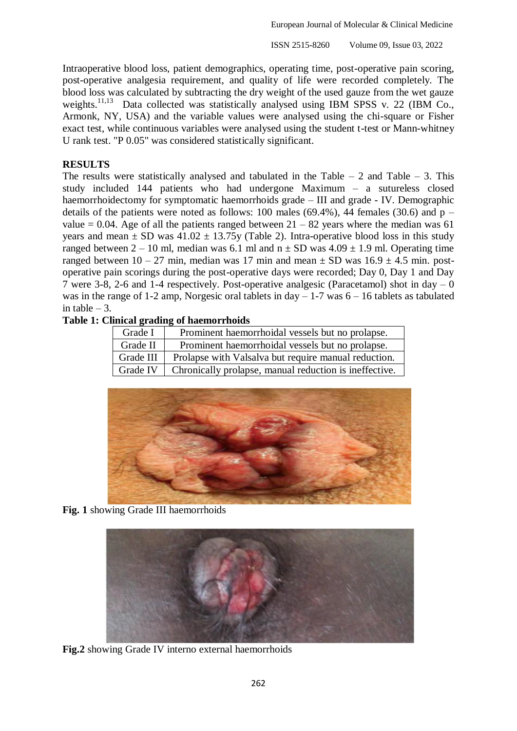Intraoperative blood loss, patient demographics, operating time, post-operative pain scoring, post-operative analgesia requirement, and quality of life were recorded completely. The blood loss was calculated by subtracting the dry weight of the used gauze from the wet gauze weights.[11,13] Data collected was statistically analysed using IBM SPSS v. 22 (IBM Co., Armonk, NY, USA) and the variable values were analysed using the chi-square or Fisher exact test, while continuous variables were analysed using the student t-test or Mann-whitney U rank test. "P 0.05" was considered statistically significant.

## RESULTS

The results were statistically analysed and tabulated in the Table – 2 and Table – 3. This study included 144 patients who had undergone Maximum – a sutureless closed haemorrhoidectomy for symptomatic haemorrhoids grade – III and grade - IV. Demographic details of the patients were noted as follows: 100 males (69.4%), 44 females (30.6) and p – value = 0.04. Age of all the patients ranged between 21 – 82 years where the median was 61 years and mean ± SD was 41.02 ± 13.75y (Table 2). Intra-operative blood loss in this study ranged between 2 – 10 ml, median was 6.1 ml and n ± SD was 4.09 ± 1.9 ml. Operating time ranged between 10 – 27 min, median was 17 min and mean ± SD was 16.9 ± 4.5 min. post-operative pain scorings during the post-operative days were recorded; Day 0, Day 1 and Day 7 were 3-8, 2-6 and 1-4 respectively. Post-operative analgesic (Paracetamol) shot in day – 0 was in the range of 1-2 amp, Norgesic oral tablets in day – 1-7 was 6 – 16 tablets as tabulated in table – 3.

**Table 1: Clinical grading of haemorrhoids**

| | |
|---|---|
| Grade I | Prominent haemorrhoidal vessels but no prolapse. |
| Grade II | Prominent haemorrhoidal vessels but no prolapse. |
| Grade III | Prolapse with Valsalva but require manual reduction. |
| Grade IV | Chronically prolapse, manual reduction is ineffective. |

**Fig. 1** showing Grade III haemorrhoids

**Fig.2** showing Grade IV interno external haemorrhoids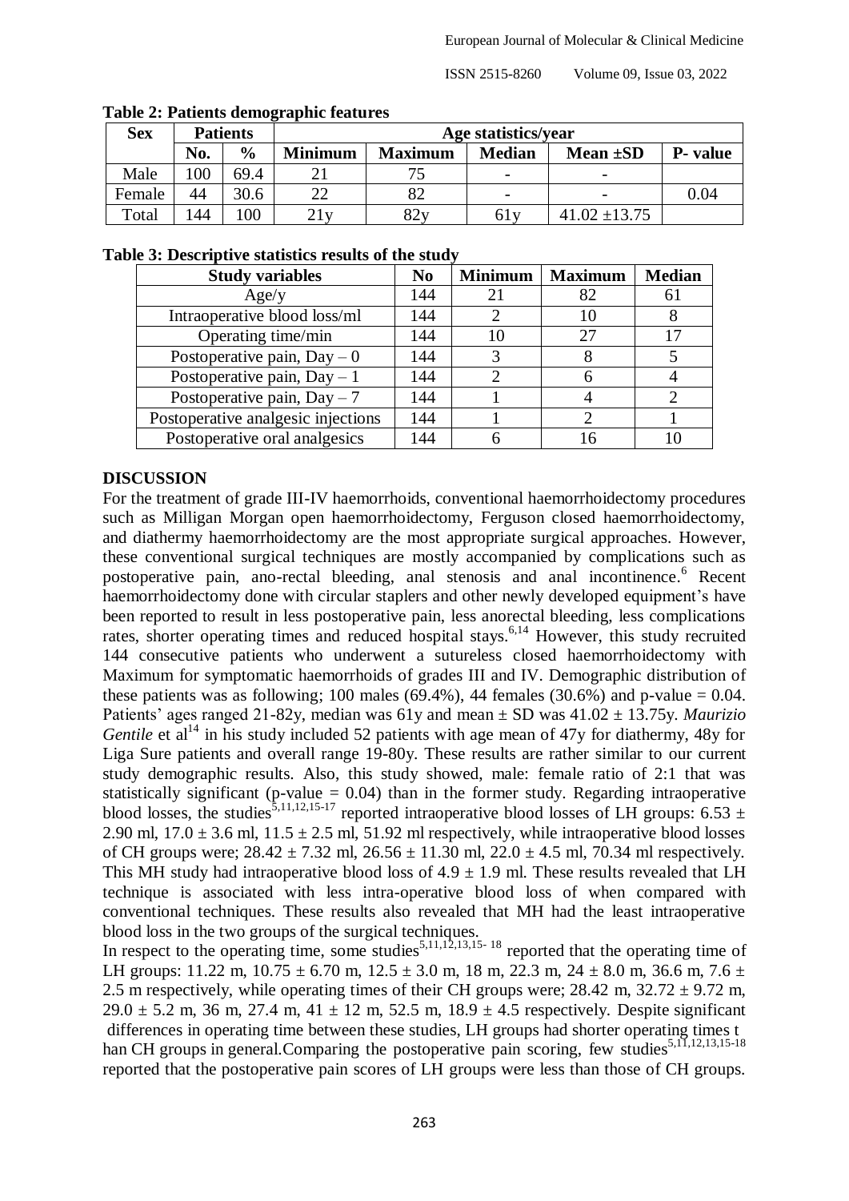**Table 2: Patients demographic features**

| Sex | Patients | | Age statistics/year | | | | |
|---|---|---|---|---|---|---|---|
| | No. | % | Minimum | Maximum | Median | Mean ±SD | P- value |
| Male | 100 | 69.4 | 21 | 75 | - | - | |
| Female | 44 | 30.6 | 22 | 82 | - | - | 0.04 |
| Total | 144 | 100 | 21y | 82y | 61y | 41.02 ±13.75 | |

**Table 3: Descriptive statistics results of the study**

| Study variables | No | Minimum | Maximum | Median |
|---|---|---|---|---|
| Age/y | 144 | 21 | 82 | 61 |
| Intraoperative blood loss/ml | 144 | 2 | 10 | 8 |
| Operating time/min | 144 | 10 | 27 | 17 |
| Postoperative pain, Day – 0 | 144 | 3 | 8 | 5 |
| Postoperative pain, Day – 1 | 144 | 2 | 6 | 4 |
| Postoperative pain, Day – 7 | 144 | 1 | 4 | 2 |
| Postoperative analgesic injections | 144 | 1 | 2 | 1 |
| Postoperative oral analgesics | 144 | 6 | 16 | 10 |

## DISCUSSION

For the treatment of grade III-IV haemorrhoids, conventional haemorrhoidectomy procedures such as Milligan Morgan open haemorrhoidectomy, Ferguson closed haemorrhoidectomy, and diathermy haemorrhoidectomy are the most appropriate surgical approaches. However, these conventional surgical techniques are mostly accompanied by complications such as postoperative pain, ano-rectal bleeding, anal stenosis and anal incontinence.[6] Recent haemorrhoidectomy done with circular staplers and other newly developed equipment's have been reported to result in less postoperative pain, less anorectal bleeding, less complications rates, shorter operating times and reduced hospital stays.[6,14] However, this study recruited 144 consecutive patients who underwent a sutureless closed haemorrhoidectomy with Maximum for symptomatic haemorrhoids of grades III and IV. Demographic distribution of these patients was as following; 100 males (69.4%), 44 females (30.6%) and p-value = 0.04. Patients' ages ranged 21-82y, median was 61y and mean ± SD was 41.02 ± 13.75y. *Maurizio Gentile* et al[14] in his study included 52 patients with age mean of 47y for diathermy, 48y for Liga Sure patients and overall range 19-80y. These results are rather similar to our current study demographic results. Also, this study showed, male: female ratio of 2:1 that was statistically significant (p-value = 0.04) than in the former study. Regarding intraoperative blood losses, the studies[5,11,12,15-17] reported intraoperative blood losses of LH groups: 6.53 ± 2.90 ml, 17.0 ± 3.6 ml, 11.5 ± 2.5 ml, 51.92 ml respectively, while intraoperative blood losses of CH groups were; 28.42 ± 7.32 ml, 26.56 ± 11.30 ml, 22.0 ± 4.5 ml, 70.34 ml respectively. This MH study had intraoperative blood loss of 4.9 ± 1.9 ml. These results revealed that LH technique is associated with less intra-operative blood loss of when compared with conventional techniques. These results also revealed that MH had the least intraoperative blood loss in the two groups of the surgical techniques.

In respect to the operating time, some studies[5,11,12,13,15-18] reported that the operating time of LH groups: 11.22 m, 10.75 ± 6.70 m, 12.5 ± 3.0 m, 18 m, 22.3 m, 24 ± 8.0 m, 36.6 m, 7.6 ± 2.5 m respectively, while operating times of their CH groups were; 28.42 m, 32.72 ± 9.72 m, 29.0 ± 5.2 m, 36 m, 27.4 m, 41 ± 12 m, 52.5 m, 18.9 ± 4.5 respectively. Despite significant differences in operating time between these studies, LH groups had shorter operating times than CH groups in general.Comparing the postoperative pain scoring, few studies[5,11,12,13,15-18] reported that the postoperative pain scores of LH groups were less than those of CH groups.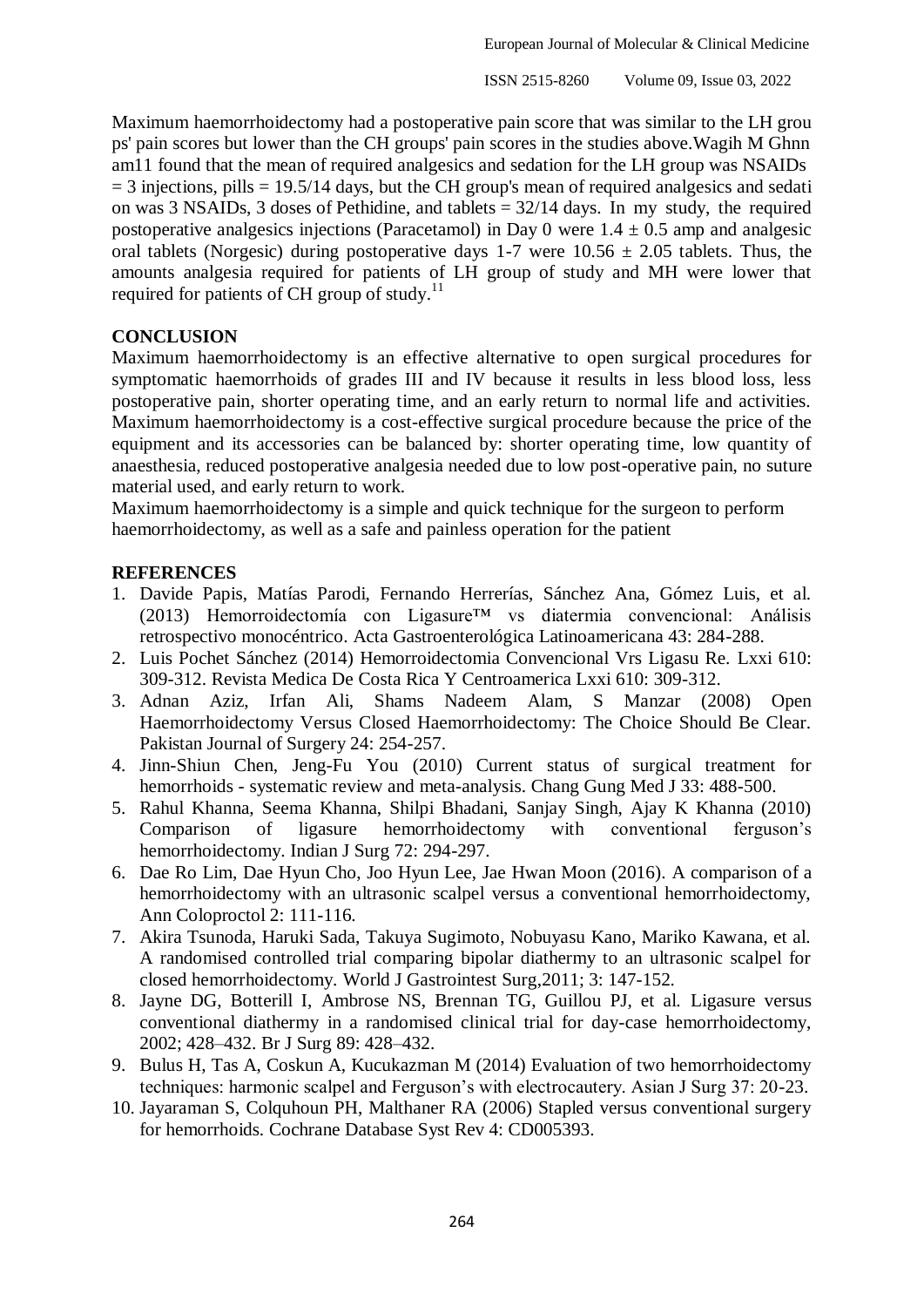Maximum haemorrhoidectomy had a postoperative pain score that was similar to the LH groups' pain scores but lower than the CH groups' pain scores in the studies above.Wagih M Ghnnam11 found that the mean of required analgesics and sedation for the LH group was NSAIDs = 3 injections, pills = 19.5/14 days, but the CH group's mean of required analgesics and sedation was 3 NSAIDs, 3 doses of Pethidine, and tablets = 32/14 days. In my study, the required postoperative analgesics injections (Paracetamol) in Day 0 were $1.4 \pm 0.5$ amp and analgesic oral tablets (Norgesic) during postoperative days 1-7 were $10.56 \pm 2.05$ tablets. Thus, the amounts analgesia required for patients of LH group of study and MH were lower that required for patients of CH group of study.[11]

## CONCLUSION

Maximum haemorrhoidectomy is an effective alternative to open surgical procedures for symptomatic haemorrhoids of grades III and IV because it results in less blood loss, less postoperative pain, shorter operating time, and an early return to normal life and activities. Maximum haemorrhoidectomy is a cost-effective surgical procedure because the price of the equipment and its accessories can be balanced by: shorter operating time, low quantity of anaesthesia, reduced postoperative analgesia needed due to low post-operative pain, no suture material used, and early return to work.

Maximum haemorrhoidectomy is a simple and quick technique for the surgeon to perform haemorrhoidectomy, as well as a safe and painless operation for the patient

## REFERENCES

1. Davide Papis, Matías Parodi, Fernando Herrerías, Sánchez Ana, Gómez Luis, et al. (2013) Hemorroidectomía con Ligasure™ vs diatermia convencional: Análisis retrospectivo monocéntrico. Acta Gastroenterológica Latinoamericana 43: 284-288.
2. Luis Pochet Sánchez (2014) Hemorroidectomia Convencional Vrs Ligasu Re. Lxxi 610: 309-312. Revista Medica De Costa Rica Y Centroamerica Lxxi 610: 309-312.
3. Adnan Aziz, Irfan Ali, Shams Nadeem Alam, S Manzar (2008) Open Haemorrhoidectomy Versus Closed Haemorrhoidectomy: The Choice Should Be Clear. Pakistan Journal of Surgery 24: 254-257.
4. Jinn-Shiun Chen, Jeng-Fu You (2010) Current status of surgical treatment for hemorrhoids - systematic review and meta-analysis. Chang Gung Med J 33: 488-500.
5. Rahul Khanna, Seema Khanna, Shilpi Bhadani, Sanjay Singh, Ajay K Khanna (2010) Comparison of ligasure hemorrhoidectomy with conventional ferguson's hemorrhoidectomy. Indian J Surg 72: 294-297.
6. Dae Ro Lim, Dae Hyun Cho, Joo Hyun Lee, Jae Hwan Moon (2016). A comparison of a hemorrhoidectomy with an ultrasonic scalpel versus a conventional hemorrhoidectomy, Ann Coloproctol 2: 111-116.
7. Akira Tsunoda, Haruki Sada, Takuya Sugimoto, Nobuyasu Kano, Mariko Kawana, et al. A randomised controlled trial comparing bipolar diathermy to an ultrasonic scalpel for closed hemorrhoidectomy. World J Gastrointest Surg,2011; 3: 147-152.
8. Jayne DG, Botterill I, Ambrose NS, Brennan TG, Guillou PJ, et al. Ligasure versus conventional diathermy in a randomised clinical trial for day-case hemorrhoidectomy, 2002; 428–432. Br J Surg 89: 428–432.
9. Bulus H, Tas A, Coskun A, Kucukazman M (2014) Evaluation of two hemorrhoidectomy techniques: harmonic scalpel and Ferguson's with electrocautery. Asian J Surg 37: 20-23.
10. Jayaraman S, Colquhoun PH, Malthaner RA (2006) Stapled versus conventional surgery for hemorrhoids. Cochrane Database Syst Rev 4: CD005393.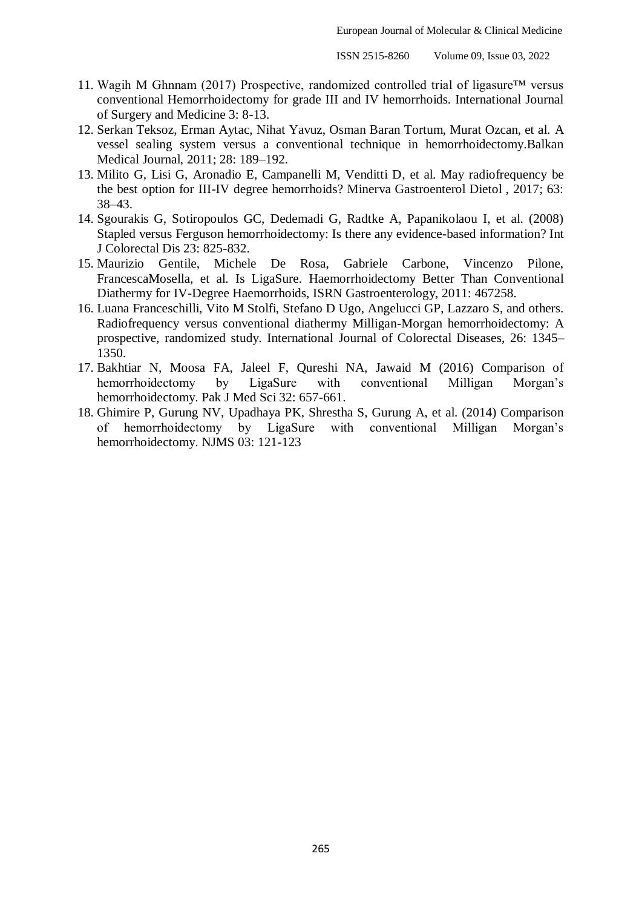11. Wagih M Ghnnam (2017) Prospective, randomized controlled trial of ligasure™ versus conventional Hemorrhoidectomy for grade III and IV hemorrhoids. International Journal of Surgery and Medicine 3: 8-13.
12. Serkan Teksoz, Erman Aytac, Nihat Yavuz, Osman Baran Tortum, Murat Ozcan, et al. A vessel sealing system versus a conventional technique in hemorrhoidectomy.Balkan Medical Journal, 2011; 28: 189–192.
13. Milito G, Lisi G, Aronadio E, Campanelli M, Venditti D, et al. May radiofrequency be the best option for III-IV degree hemorrhoids? Minerva Gastroenterol Dietol , 2017; 63: 38–43.
14. Sgourakis G, Sotiropoulos GC, Dedemadi G, Radtke A, Papanikolaou I, et al. (2008) Stapled versus Ferguson hemorrhoidectomy: Is there any evidence-based information? Int J Colorectal Dis 23: 825-832.
15. Maurizio Gentile, Michele De Rosa, Gabriele Carbone, Vincenzo Pilone, FrancescaMosella, et al. Is LigaSure. Haemorrhoidectomy Better Than Conventional Diathermy for IV-Degree Haemorrhoids, ISRN Gastroenterology, 2011: 467258.
16. Luana Franceschilli, Vito M Stolfi, Stefano D Ugo, Angelucci GP, Lazzaro S, and others. Radiofrequency versus conventional diathermy Milligan-Morgan hemorrhoidectomy: A prospective, randomized study. International Journal of Colorectal Diseases, 26: 1345–1350.
17. Bakhtiar N, Moosa FA, Jaleel F, Qureshi NA, Jawaid M (2016) Comparison of hemorrhoidectomy by LigaSure with conventional Milligan Morgan's hemorrhoidectomy. Pak J Med Sci 32: 657-661.
18. Ghimire P, Gurung NV, Upadhaya PK, Shrestha S, Gurung A, et al. (2014) Comparison of hemorrhoidectomy by LigaSure with conventional Milligan Morgan's hemorrhoidectomy. NJMS 03: 121-123